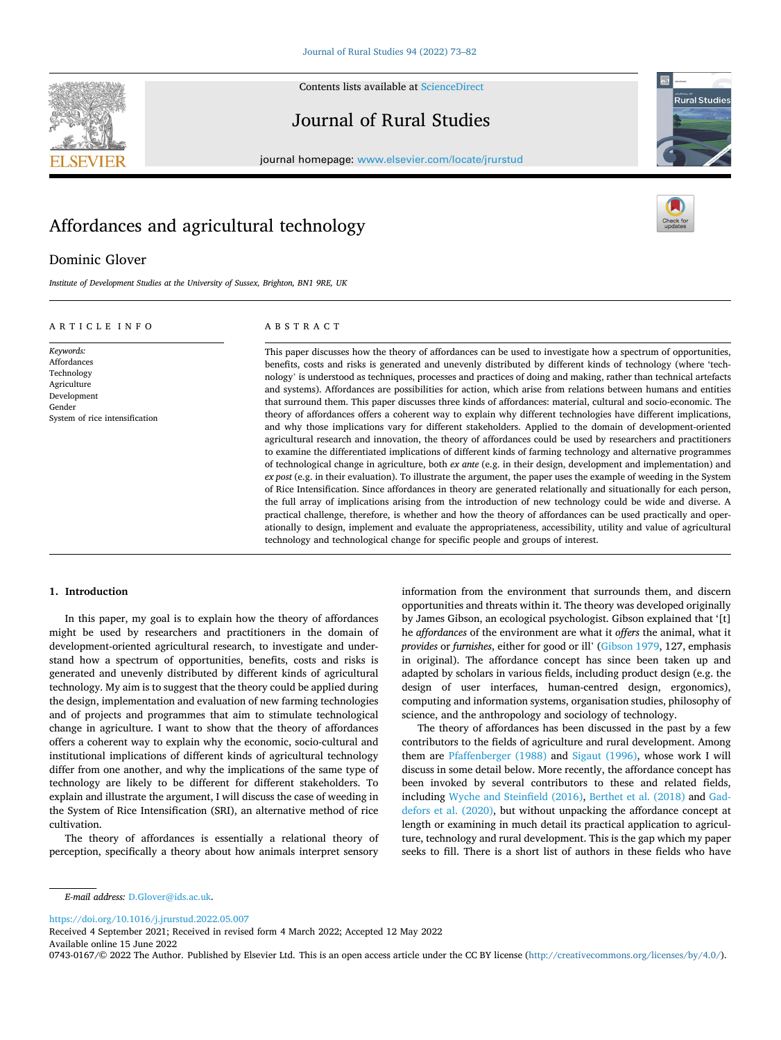# Affordances and agricultural technology

Dominic Glover

*Institute of Development Studies at the University of Sussex, Brighton, BN1 9RE, UK*

## ARTICLE INFO

*Keywords:*
Affordances
Technology
Agriculture
Development
Gender
System of rice intensification

## ABSTRACT

This paper discusses how the theory of affordances can be used to investigate how a spectrum of opportunities, benefits, costs and risks is generated and unevenly distributed by different kinds of technology (where 'technology' is understood as techniques, processes and practices of doing and making, rather than technical artefacts and systems). Affordances are possibilities for action, which arise from relations between humans and entities that surround them. This paper discusses three kinds of affordances: material, cultural and socio-economic. The theory of affordances offers a coherent way to explain why different technologies have different implications, and why those implications vary for different stakeholders. Applied to the domain of development-oriented agricultural research and innovation, the theory of affordances could be used by researchers and practitioners to examine the differentiated implications of different kinds of farming technology and alternative programmes of technological change in agriculture, both *ex ante* (e.g. in their design, development and implementation) and *ex post* (e.g. in their evaluation). To illustrate the argument, the paper uses the example of weeding in the System of Rice Intensification. Since affordances in theory are generated relationally and situationally for each person, the full array of implications arising from the introduction of new technology could be wide and diverse. A practical challenge, therefore, is whether and how the theory of affordances can be used practically and operationally to design, implement and evaluate the appropriateness, accessibility, utility and value of agricultural technology and technological change for specific people and groups of interest.

## 1. Introduction

In this paper, my goal is to explain how the theory of affordances might be used by researchers and practitioners in the domain of development-oriented agricultural research, to investigate and understand how a spectrum of opportunities, benefits, costs and risks is generated and unevenly distributed by different kinds of agricultural technology. My aim is to suggest that the theory could be applied during the design, implementation and evaluation of new farming technologies and of projects and programmes that aim to stimulate technological change in agriculture. I want to show that the theory of affordances offers a coherent way to explain why the economic, socio-cultural and institutional implications of different kinds of agricultural technology differ from one another, and why the implications of the same type of technology are likely to be different for different stakeholders. To explain and illustrate the argument, I will discuss the case of weeding in the System of Rice Intensification (SRI), an alternative method of rice cultivation.

The theory of affordances is essentially a relational theory of perception, specifically a theory about how animals interpret sensory information from the environment that surrounds them, and discern opportunities and threats within it. The theory was developed originally by James Gibson, an ecological psychologist. Gibson explained that '[t]he *affordances* of the environment are what it *offers* the animal, what it *provides* or *furnishes*, either for good or ill' (Gibson 1979, 127, emphasis in original). The affordance concept has since been taken up and adapted by scholars in various fields, including product design (e.g. the design of user interfaces, human-centred design, ergonomics), computing and information systems, organisation studies, philosophy of science, and the anthropology and sociology of technology.

The theory of affordances has been discussed in the past by a few contributors to the fields of agriculture and rural development. Among them are Pfaffenberger (1988) and Sigaut (1996), whose work I will discuss in some detail below. More recently, the affordance concept has been invoked by several contributors to these and related fields, including Wyche and Steinfield (2016), Berthet et al. (2018) and Gaddefors et al. (2020), but without unpacking the affordance concept at length or examining in much detail its practical application to agriculture, technology and rural development. This is the gap which my paper seeks to fill. There is a short list of authors in these fields who have

*E-mail address:* D.Glover@ids.ac.uk.

https://doi.org/10.1016/j.jrurstud.2022.05.007
Received 4 September 2021; Received in revised form 4 March 2022; Accepted 12 May 2022
Available online 15 June 2022
0743-0167/© 2022 The Author. Published by Elsevier Ltd. This is an open access article under the CC BY license (http://creativecommons.org/licenses/by/4.0/).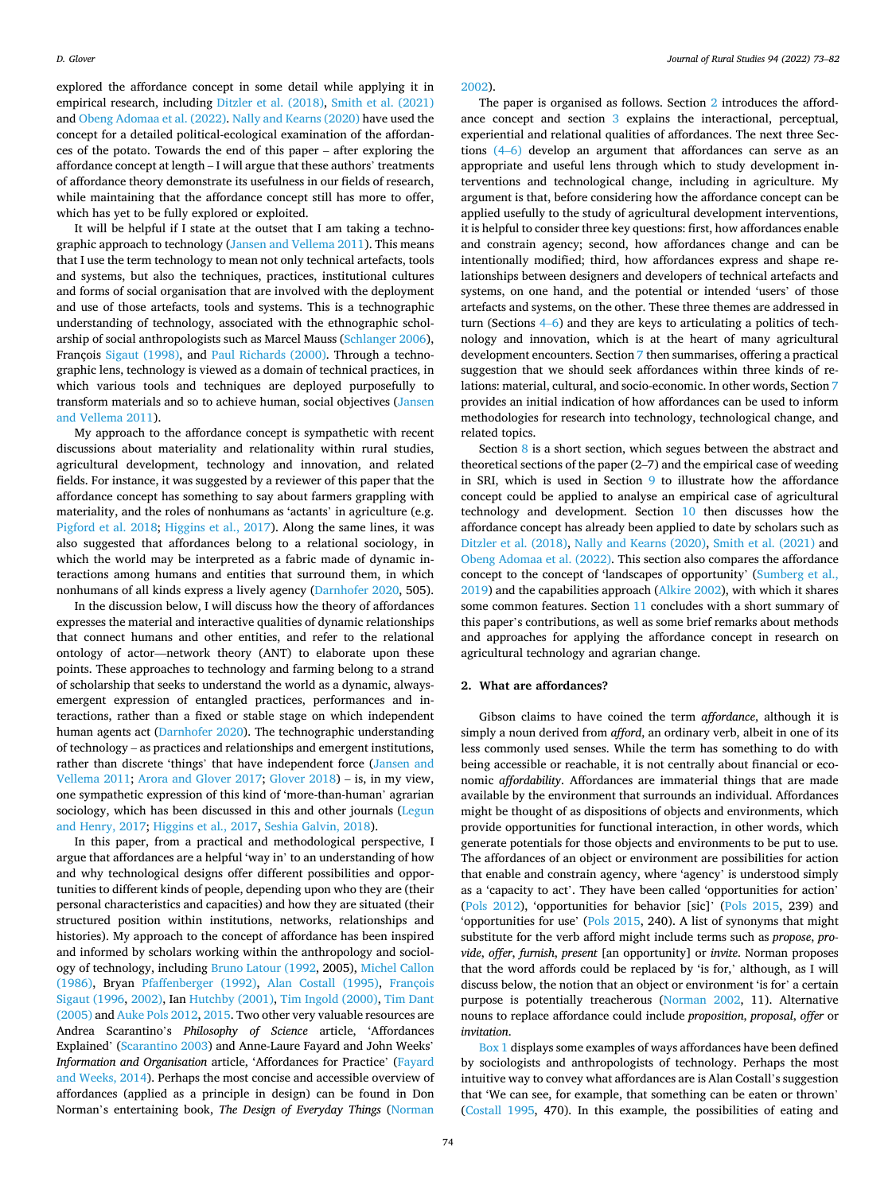explored the affordance concept in some detail while applying it in empirical research, including Ditzler et al. (2018), Smith et al. (2021) and Obeng Adomaa et al. (2022). Nally and Kearns (2020) have used the concept for a detailed political-ecological examination of the affordances of the potato. Towards the end of this paper – after exploring the affordance concept at length – I will argue that these authors' treatments of affordance theory demonstrate its usefulness in our fields of research, while maintaining that the affordance concept still has more to offer, which has yet to be fully explored or exploited.

It will be helpful if I state at the outset that I am taking a technographic approach to technology (Jansen and Vellema 2011). This means that I use the term technology to mean not only technical artefacts, tools and systems, but also the techniques, practices, institutional cultures and forms of social organisation that are involved with the deployment and use of those artefacts, tools and systems. This is a technographic understanding of technology, associated with the ethnographic scholarship of social anthropologists such as Marcel Mauss (Schlanger 2006), François Sigaut (1998), and Paul Richards (2000). Through a technographic lens, technology is viewed as a domain of technical practices, in which various tools and techniques are deployed purposefully to transform materials and so to achieve human, social objectives (Jansen and Vellema 2011).

My approach to the affordance concept is sympathetic with recent discussions about materiality and relationality within rural studies, agricultural development, technology and innovation, and related fields. For instance, it was suggested by a reviewer of this paper that the affordance concept has something to say about farmers grappling with materiality, and the roles of nonhumans as 'actants' in agriculture (e.g. Pigford et al. 2018; Higgins et al., 2017). Along the same lines, it was also suggested that affordances belong to a relational sociology, in which the world may be interpreted as a fabric made of dynamic interactions among humans and entities that surround them, in which nonhumans of all kinds express a lively agency (Darnhofer 2020, 505).

In the discussion below, I will discuss how the theory of affordances expresses the material and interactive qualities of dynamic relationships that connect humans and other entities, and refer to the relational ontology of actor—network theory (ANT) to elaborate upon these points. These approaches to technology and farming belong to a strand of scholarship that seeks to understand the world as a dynamic, always-emergent expression of entangled practices, performances and interactions, rather than a fixed or stable stage on which independent human agents act (Darnhofer 2020). The technographic understanding of technology – as practices and relationships and emergent institutions, rather than discrete 'things' that have independent force (Jansen and Vellema 2011; Arora and Glover 2017; Glover 2018) – is, in my view, one sympathetic expression of this kind of 'more-than-human' agrarian sociology, which has been discussed in this and other journals (Legun and Henry, 2017; Higgins et al., 2017, Seshia Galvin, 2018).

In this paper, from a practical and methodological perspective, I argue that affordances are a helpful 'way in' to an understanding of how and why technological designs offer different possibilities and opportunities to different kinds of people, depending upon who they are (their personal characteristics and capacities) and how they are situated (their structured position within institutions, networks, relationships and histories). My approach to the concept of affordance has been inspired and informed by scholars working within the anthropology and sociology of technology, including Bruno Latour (1992, 2005), Michel Callon (1986), Bryan Pfaffenberger (1992), Alan Costall (1995), François Sigaut (1996, 2002), Ian Hutchby (2001), Tim Ingold (2000), Tim Dant (2005) and Auke Pols 2012, 2015. Two other very valuable resources are Andrea Scarantino's *Philosophy of Science* article, 'Affordances Explained' (Scarantino 2003) and Anne-Laure Fayard and John Weeks' *Information and Organisation* article, 'Affordances for Practice' (Fayard and Weeks, 2014). Perhaps the most concise and accessible overview of affordances (applied as a principle in design) can be found in Don Norman's entertaining book, *The Design of Everyday Things* (Norman 2002).

The paper is organised as follows. Section 2 introduces the affordance concept and section 3 explains the interactional, perceptual, experiential and relational qualities of affordances. The next three Sections (4–6) develop an argument that affordances can serve as an appropriate and useful lens through which to study development interventions and technological change, including in agriculture. My argument is that, before considering how the affordance concept can be applied usefully to the study of agricultural development interventions, it is helpful to consider three key questions: first, how affordances enable and constrain agency; second, how affordances change and can be intentionally modified; third, how affordances express and shape relationships between designers and developers of technical artefacts and systems, on one hand, and the potential or intended 'users' of those artefacts and systems, on the other. These three themes are addressed in turn (Sections 4–6) and they are keys to articulating a politics of technology and innovation, which is at the heart of many agricultural development encounters. Section 7 then summarises, offering a practical suggestion that we should seek affordances within three kinds of relations: material, cultural, and socio-economic. In other words, Section 7 provides an initial indication of how affordances can be used to inform methodologies for research into technology, technological change, and related topics.

Section 8 is a short section, which segues between the abstract and theoretical sections of the paper (2–7) and the empirical case of weeding in SRI, which is used in Section 9 to illustrate how the affordance concept could be applied to analyse an empirical case of agricultural technology and development. Section 10 then discusses how the affordance concept has already been applied to date by scholars such as Ditzler et al. (2018), Nally and Kearns (2020), Smith et al. (2021) and Obeng Adomaa et al. (2022). This section also compares the affordance concept to the concept of 'landscapes of opportunity' (Sumberg et al., 2019) and the capabilities approach (Alkire 2002), with which it shares some common features. Section 11 concludes with a short summary of this paper's contributions, as well as some brief remarks about methods and approaches for applying the affordance concept in research on agricultural technology and agrarian change.

## 2. What are affordances?

Gibson claims to have coined the term *affordance*, although it is simply a noun derived from *afford*, an ordinary verb, albeit in one of its less commonly used senses. While the term has something to do with being accessible or reachable, it is not centrally about financial or economic *affordability*. Affordances are immaterial things that are made available by the environment that surrounds an individual. Affordances might be thought of as dispositions of objects and environments, which provide opportunities for functional interaction, in other words, which generate potentials for those objects and environments to be put to use. The affordances of an object or environment are possibilities for action that enable and constrain agency, where 'agency' is understood simply as a 'capacity to act'. They have been called 'opportunities for action' (Pols 2012), 'opportunities for behavior [sic]' (Pols 2015, 239) and 'opportunities for use' (Pols 2015, 240). A list of synonyms that might substitute for the verb afford might include terms such as *propose*, *provide*, *offer*, *furnish*, *present* [an opportunity] or *invite*. Norman proposes that the word affords could be replaced by 'is for,' although, as I will discuss below, the notion that an object or environment 'is for' a certain purpose is potentially treacherous (Norman 2002, 11). Alternative nouns to replace affordance could include *proposition*, *proposal*, *offer* or *invitation*.

Box 1 displays some examples of ways affordances have been defined by sociologists and anthropologists of technology. Perhaps the most intuitive way to convey what affordances are is Alan Costall's suggestion that 'We can see, for example, that something can be eaten or thrown' (Costall 1995, 470). In this example, the possibilities of eating and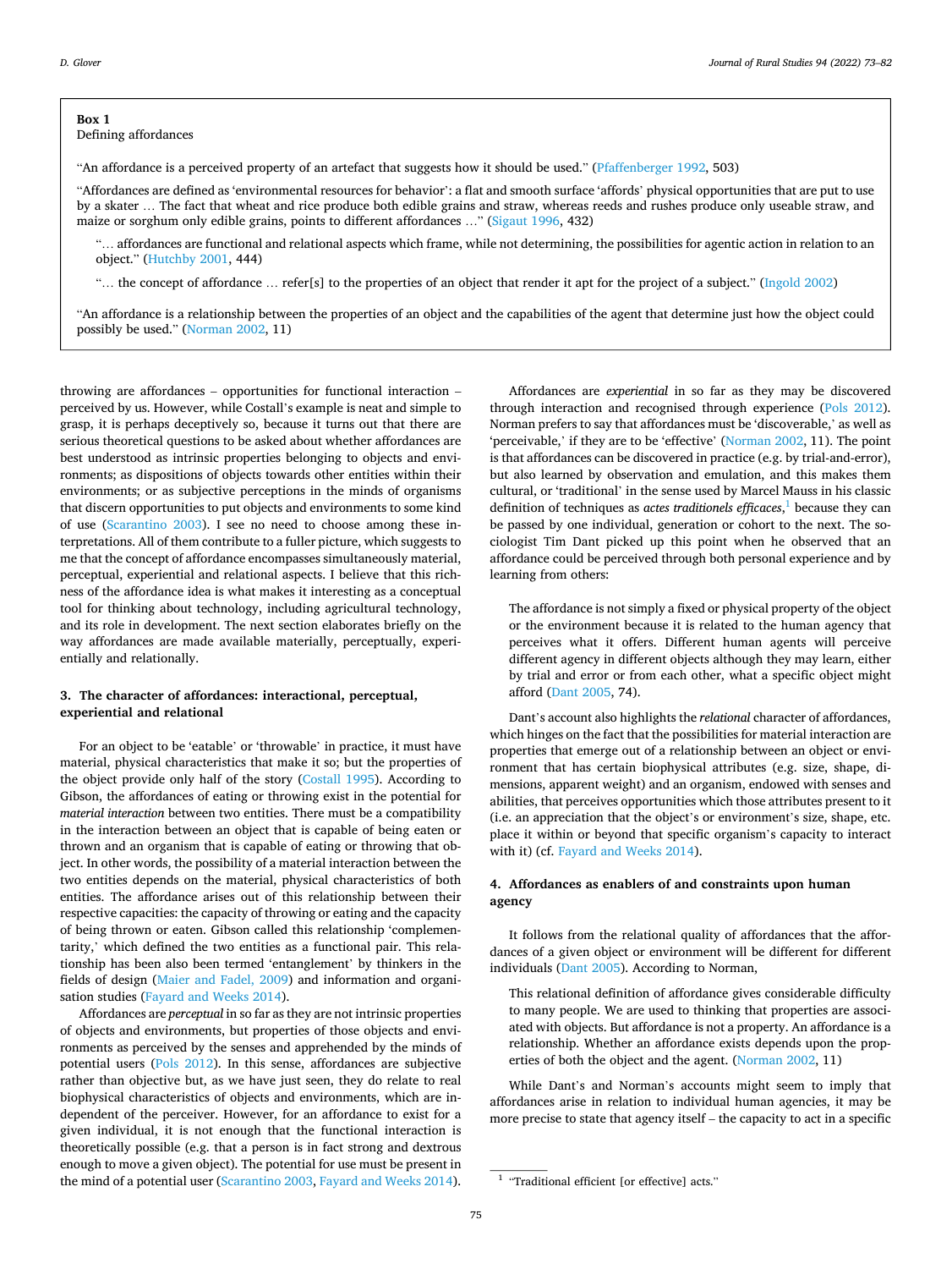**Box 1**
Defining affordances

"An affordance is a perceived property of an artefact that suggests how it should be used." (Pfaffenberger 1992, 503)

"Affordances are defined as 'environmental resources for behavior': a flat and smooth surface 'affords' physical opportunities that are put to use by a skater … The fact that wheat and rice produce both edible grains and straw, whereas reeds and rushes produce only useable straw, and maize or sorghum only edible grains, points to different affordances …" (Sigaut 1996, 432)

"… affordances are functional and relational aspects which frame, while not determining, the possibilities for agentic action in relation to an object." (Hutchby 2001, 444)

"… the concept of affordance … refer[s] to the properties of an object that render it apt for the project of a subject." (Ingold 2002)

"An affordance is a relationship between the properties of an object and the capabilities of the agent that determine just how the object could possibly be used." (Norman 2002, 11)

throwing are affordances – opportunities for functional interaction – perceived by us. However, while Costall's example is neat and simple to grasp, it is perhaps deceptively so, because it turns out that there are serious theoretical questions to be asked about whether affordances are best understood as intrinsic properties belonging to objects and environments; as dispositions of objects towards other entities within their environments; or as subjective perceptions in the minds of organisms that discern opportunities to put objects and environments to some kind of use (Scarantino 2003). I see no need to choose among these interpretations. All of them contribute to a fuller picture, which suggests to me that the concept of affordance encompasses simultaneously material, perceptual, experiential and relational aspects. I believe that this richness of the affordance idea is what makes it interesting as a conceptual tool for thinking about technology, including agricultural technology, and its role in development. The next section elaborates briefly on the way affordances are made available materially, perceptually, experientially and relationally.

## 3. The character of affordances: interactional, perceptual, experiential and relational

For an object to be 'eatable' or 'throwable' in practice, it must have material, physical characteristics that make it so; but the properties of the object provide only half of the story (Costall 1995). According to Gibson, the affordances of eating or throwing exist in the potential for *material interaction* between two entities. There must be a compatibility in the interaction between an object that is capable of being eaten or thrown and an organism that is capable of eating or throwing that object. In other words, the possibility of a material interaction between the two entities depends on the material, physical characteristics of both entities. The affordance arises out of this relationship between their respective capacities: the capacity of throwing or eating and the capacity of being thrown or eaten. Gibson called this relationship 'complementarity,' which defined the two entities as a functional pair. This relationship has been also been termed 'entanglement' by thinkers in the fields of design (Maier and Fadel, 2009) and information and organisation studies (Fayard and Weeks 2014).

Affordances are *perceptual* in so far as they are not intrinsic properties of objects and environments, but properties of those objects and environments as perceived by the senses and apprehended by the minds of potential users (Pols 2012). In this sense, affordances are subjective rather than objective but, as we have just seen, they do relate to real biophysical characteristics of objects and environments, which are independent of the perceiver. However, for an affordance to exist for a given individual, it is not enough that the functional interaction is theoretically possible (e.g. that a person is in fact strong and dextrous enough to move a given object). The potential for use must be present in the mind of a potential user (Scarantino 2003, Fayard and Weeks 2014).

Affordances are *experiential* in so far as they may be discovered through interaction and recognised through experience (Pols 2012). Norman prefers to say that affordances must be 'discoverable,' as well as 'perceivable,' if they are to be 'effective' (Norman 2002, 11). The point is that affordances can be discovered in practice (e.g. by trial-and-error), but also learned by observation and emulation, and this makes them cultural, or 'traditional' in the sense used by Marcel Mauss in his classic definition of techniques as *actes traditionels efficaces*,[1] because they can be passed by one individual, generation or cohort to the next. The sociologist Tim Dant picked up this point when he observed that an affordance could be perceived through both personal experience and by learning from others:

> The affordance is not simply a fixed or physical property of the object or the environment because it is related to the human agency that perceives what it offers. Different human agents will perceive different agency in different objects although they may learn, either by trial and error or from each other, what a specific object might afford (Dant 2005, 74).

Dant's account also highlights the *relational* character of affordances, which hinges on the fact that the possibilities for material interaction are properties that emerge out of a relationship between an object or environment that has certain biophysical attributes (e.g. size, shape, dimensions, apparent weight) and an organism, endowed with senses and abilities, that perceives opportunities which those attributes present to it (i.e. an appreciation that the object's or environment's size, shape, etc. place it within or beyond that specific organism's capacity to interact with it) (cf. Fayard and Weeks 2014).

## 4. Affordances as enablers of and constraints upon human agency

It follows from the relational quality of affordances that the affordances of a given object or environment will be different for different individuals (Dant 2005). According to Norman,

> This relational definition of affordance gives considerable difficulty to many people. We are used to thinking that properties are associated with objects. But affordance is not a property. An affordance is a relationship. Whether an affordance exists depends upon the properties of both the object and the agent. (Norman 2002, 11)

While Dant's and Norman's accounts might seem to imply that affordances arise in relation to individual human agencies, it may be more precise to state that agency itself – the capacity to act in a specific

[1] "Traditional efficient [or effective] acts."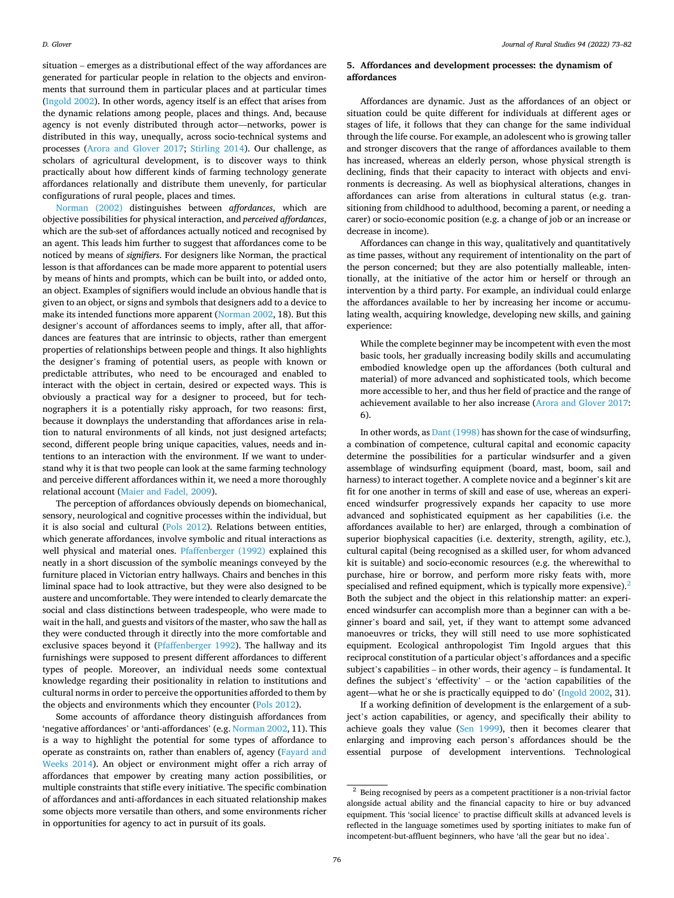situation – emerges as a distributional effect of the way affordances are generated for particular people in relation to the objects and environments that surround them in particular places and at particular times (Ingold 2002). In other words, agency itself is an effect that arises from the dynamic relations among people, places and things. And, because agency is not evenly distributed through actor—networks, power is distributed in this way, unequally, across socio-technical systems and processes (Arora and Glover 2017; Stirling 2014). Our challenge, as scholars of agricultural development, is to discover ways to think practically about how different kinds of farming technology generate affordances relationally and distribute them unevenly, for particular configurations of rural people, places and times.

Norman (2002) distinguishes between *affordances*, which are objective possibilities for physical interaction, and *perceived affordances*, which are the sub-set of affordances actually noticed and recognised by an agent. This leads him further to suggest that affordances come to be noticed by means of *signifiers*. For designers like Norman, the practical lesson is that affordances can be made more apparent to potential users by means of hints and prompts, which can be built into, or added onto, an object. Examples of signifiers would include an obvious handle that is given to an object, or signs and symbols that designers add to a device to make its intended functions more apparent (Norman 2002, 18). But this designer's account of affordances seems to imply, after all, that affordances are features that are intrinsic to objects, rather than emergent properties of relationships between people and things. It also highlights the designer's framing of potential users, as people with known or predictable attributes, who need to be encouraged and enabled to interact with the object in certain, desired or expected ways. This is obviously a practical way for a designer to proceed, but for technographers it is a potentially risky approach, for two reasons: first, because it downplays the understanding that affordances arise in relation to natural environments of all kinds, not just designed artefacts; second, different people bring unique capacities, values, needs and intentions to an interaction with the environment. If we want to understand why it is that two people can look at the same farming technology and perceive different affordances within it, we need a more thoroughly relational account (Maier and Fadel, 2009).

The perception of affordances obviously depends on biomechanical, sensory, neurological and cognitive processes within the individual, but it is also social and cultural (Pols 2012). Relations between entities, which generate affordances, involve symbolic and ritual interactions as well physical and material ones. Pfaffenberger (1992) explained this neatly in a short discussion of the symbolic meanings conveyed by the furniture placed in Victorian entry hallways. Chairs and benches in this liminal space had to look attractive, but they were also designed to be austere and uncomfortable. They were intended to clearly demarcate the social and class distinctions between tradespeople, who were made to wait in the hall, and guests and visitors of the master, who saw the hall as they were conducted through it directly into the more comfortable and exclusive spaces beyond it (Pfaffenberger 1992). The hallway and its furnishings were supposed to present different affordances to different types of people. Moreover, an individual needs some contextual knowledge regarding their positionality in relation to institutions and cultural norms in order to perceive the opportunities afforded to them by the objects and environments which they encounter (Pols 2012).

Some accounts of affordance theory distinguish affordances from 'negative affordances' or 'anti-affordances' (e.g. Norman 2002, 11). This is a way to highlight the potential for some types of affordance to operate as constraints on, rather than enablers of, agency (Fayard and Weeks 2014). An object or environment might offer a rich array of affordances that empower by creating many action possibilities, or multiple constraints that stifle every initiative. The specific combination of affordances and anti-affordances in each situated relationship makes some objects more versatile than others, and some environments richer in opportunities for agency to act in pursuit of its goals.

## 5. Affordances and development processes: the dynamism of affordances

Affordances are dynamic. Just as the affordances of an object or situation could be quite different for individuals at different ages or stages of life, it follows that they can change for the same individual through the life course. For example, an adolescent who is growing taller and stronger discovers that the range of affordances available to them has increased, whereas an elderly person, whose physical strength is declining, finds that their capacity to interact with objects and environments is decreasing. As well as biophysical alterations, changes in affordances can arise from alterations in cultural status (e.g. transitioning from childhood to adulthood, becoming a parent, or needing a carer) or socio-economic position (e.g. a change of job or an increase or decrease in income).

Affordances can change in this way, qualitatively and quantitatively as time passes, without any requirement of intentionality on the part of the person concerned; but they are also potentially malleable, intentionally, at the initiative of the actor him or herself or through an intervention by a third party. For example, an individual could enlarge the affordances available to her by increasing her income or accumulating wealth, acquiring knowledge, developing new skills, and gaining experience:

> While the complete beginner may be incompetent with even the most basic tools, her gradually increasing bodily skills and accumulating embodied knowledge open up the affordances (both cultural and material) of more advanced and sophisticated tools, which become more accessible to her, and thus her field of practice and the range of achievement available to her also increase (Arora and Glover 2017: 6).

In other words, as Dant (1998) has shown for the case of windsurfing, a combination of competence, cultural capital and economic capacity determine the possibilities for a particular windsurfer and a given assemblage of windsurfing equipment (board, mast, boom, sail and harness) to interact together. A complete novice and a beginner's kit are fit for one another in terms of skill and ease of use, whereas an experienced windsurfer progressively expands her capacity to use more advanced and sophisticated equipment as her capabilities (i.e. the affordances available to her) are enlarged, through a combination of superior biophysical capacities (i.e. dexterity, strength, agility, etc.), cultural capital (being recognised as a skilled user, for whom advanced kit is suitable) and socio-economic resources (e.g. the wherewithal to purchase, hire or borrow, and perform more risky feats with, more specialised and refined equipment, which is typically more expensive).[2] Both the subject and the object in this relationship matter: an experienced windsurfer can accomplish more than a beginner can with a beginner's board and sail, yet, if they want to attempt some advanced manoeuvres or tricks, they will still need to use more sophisticated equipment. Ecological anthropologist Tim Ingold argues that this reciprocal constitution of a particular object's affordances and a specific subject's capabilities – in other words, their agency – is fundamental. It defines the subject's 'effectivity' – or the 'action capabilities of the agent—what he or she is practically equipped to do' (Ingold 2002, 31).

If a working definition of development is the enlargement of a subject's action capabilities, or agency, and specifically their ability to achieve goals they value (Sen 1999), then it becomes clearer that enlarging and improving each person's affordances should be the essential purpose of development interventions. Technological

---

[2] Being recognised by peers as a competent practitioner is a non-trivial factor alongside actual ability and the financial capacity to hire or buy advanced equipment. This 'social licence' to practise difficult skills at advanced levels is reflected in the language sometimes used by sporting initiates to make fun of incompetent-but-affluent beginners, who have 'all the gear but no idea'.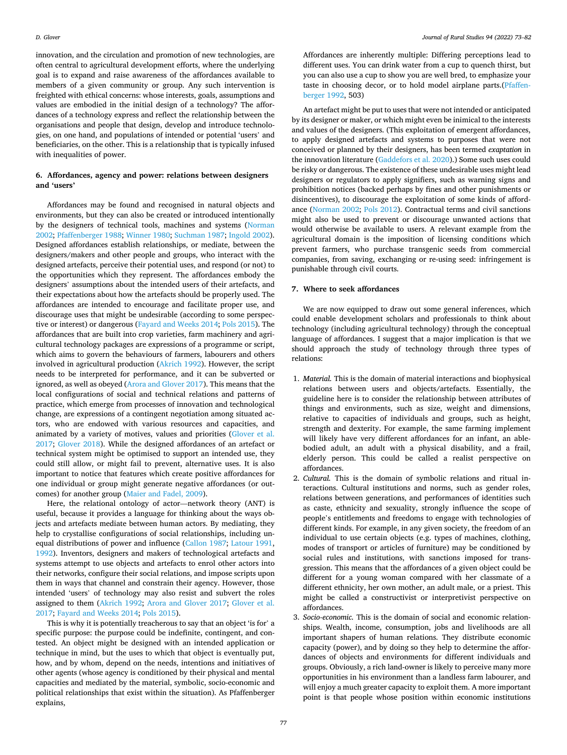innovation, and the circulation and promotion of new technologies, are often central to agricultural development efforts, where the underlying goal is to expand and raise awareness of the affordances available to members of a given community or group. Any such intervention is freighted with ethical concerns: whose interests, goals, assumptions and values are embodied in the initial design of a technology? The affordances of a technology express and reflect the relationship between the organisations and people that design, develop and introduce technologies, on one hand, and populations of intended or potential 'users' and beneficiaries, on the other. This is a relationship that is typically infused with inequalities of power.

## 6. Affordances, agency and power: relations between designers and 'users'

Affordances may be found and recognised in natural objects and environments, but they can also be created or introduced intentionally by the designers of technical tools, machines and systems (Norman 2002; Pfaffenberger 1988; Winner 1980; Suchman 1987; Ingold 2002). Designed affordances establish relationships, or mediate, between the designers/makers and other people and groups, who interact with the designed artefacts, perceive their potential uses, and respond (or not) to the opportunities which they represent. The affordances embody the designers' assumptions about the intended users of their artefacts, and their expectations about how the artefacts should be properly used. The affordances are intended to encourage and facilitate proper use, and discourage uses that might be undesirable (according to some perspective or interest) or dangerous (Fayard and Weeks 2014; Pols 2015). The affordances that are built into crop varieties, farm machinery and agricultural technology packages are expressions of a programme or script, which aims to govern the behaviours of farmers, labourers and others involved in agricultural production (Akrich 1992). However, the script needs to be interpreted for performance, and it can be subverted or ignored, as well as obeyed (Arora and Glover 2017). This means that the local configurations of social and technical relations and patterns of practice, which emerge from processes of innovation and technological change, are expressions of a contingent negotiation among situated actors, who are endowed with various resources and capacities, and animated by a variety of motives, values and priorities (Glover et al. 2017; Glover 2018). While the designed affordances of an artefact or technical system might be optimised to support an intended use, they could still allow, or might fail to prevent, alternative uses. It is also important to notice that features which create positive affordances for one individual or group might generate negative affordances (or outcomes) for another group (Maier and Fadel, 2009).

Here, the relational ontology of actor—network theory (ANT) is useful, because it provides a language for thinking about the ways objects and artefacts mediate between human actors. By mediating, they help to crystallise configurations of social relationships, including unequal distributions of power and influence (Callon 1987; Latour 1991, 1992). Inventors, designers and makers of technological artefacts and systems attempt to use objects and artefacts to enrol other actors into their networks, configure their social relations, and impose scripts upon them in ways that channel and constrain their agency. However, those intended 'users' of technology may also resist and subvert the roles assigned to them (Akrich 1992; Arora and Glover 2017; Glover et al. 2017; Fayard and Weeks 2014; Pols 2015).

This is why it is potentially treacherous to say that an object 'is for' a specific purpose: the purpose could be indefinite, contingent, and contested. An object might be designed with an intended application or technique in mind, but the uses to which that object is eventually put, how, and by whom, depend on the needs, intentions and initiatives of other agents (whose agency is conditioned by their physical and mental capacities and mediated by the material, symbolic, socio-economic and political relationships that exist within the situation). As Pfaffenberger explains,

> Affordances are inherently multiple: Differing perceptions lead to different uses. You can drink water from a cup to quench thirst, but you can also use a cup to show you are well bred, to emphasize your taste in choosing decor, or to hold model airplane parts.(Pfaffenberger 1992, 503)

An artefact might be put to uses that were not intended or anticipated by its designer or maker, or which might even be inimical to the interests and values of the designers. (This exploitation of emergent affordances, to apply designed artefacts and systems to purposes that were not conceived or planned by their designers, has been termed *exaptation* in the innovation literature (Gaddefors et al. 2020).) Some such uses could be risky or dangerous. The existence of these undesirable uses might lead designers or regulators to apply signifiers, such as warning signs and prohibition notices (backed perhaps by fines and other punishments or disincentives), to discourage the exploitation of some kinds of affordance (Norman 2002; Pols 2012). Contractual terms and civil sanctions might also be used to prevent or discourage unwanted actions that would otherwise be available to users. A relevant example from the agricultural domain is the imposition of licensing conditions which prevent farmers, who purchase transgenic seeds from commercial companies, from saving, exchanging or re-using seed: infringement is punishable through civil courts.

## 7. Where to seek affordances

We are now equipped to draw out some general inferences, which could enable development scholars and professionals to think about technology (including agricultural technology) through the conceptual language of affordances. I suggest that a major implication is that we should approach the study of technology through three types of relations:

1. *Material.* This is the domain of material interactions and biophysical relations between users and objects/artefacts. Essentially, the guideline here is to consider the relationship between attributes of things and environments, such as size, weight and dimensions, relative to capacities of individuals and groups, such as height, strength and dexterity. For example, the same farming implement will likely have very different affordances for an infant, an able-bodied adult, an adult with a physical disability, and a frail, elderly person. This could be called a realist perspective on affordances.
2. *Cultural.* This is the domain of symbolic relations and ritual interactions. Cultural institutions and norms, such as gender roles, relations between generations, and performances of identities such as caste, ethnicity and sexuality, strongly influence the scope of people's entitlements and freedoms to engage with technologies of different kinds. For example, in any given society, the freedom of an individual to use certain objects (e.g. types of machines, clothing, modes of transport or articles of furniture) may be conditioned by social rules and institutions, with sanctions imposed for transgression. This means that the affordances of a given object could be different for a young woman compared with her classmate of a different ethnicity, her own mother, an adult male, or a priest. This might be called a constructivist or interpretivist perspective on affordances.
3. *Socio-economic.* This is the domain of social and economic relationships. Wealth, income, consumption, jobs and livelihoods are all important shapers of human relations. They distribute economic capacity (power), and by doing so they help to determine the affordances of objects and environments for different individuals and groups. Obviously, a rich land-owner is likely to perceive many more opportunities in his environment than a landless farm labourer, and will enjoy a much greater capacity to exploit them. A more important point is that people whose position within economic institutions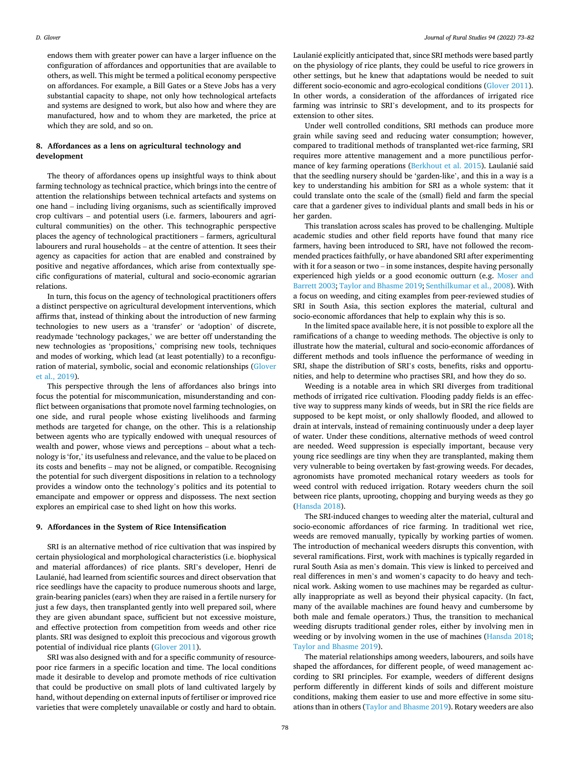endows them with greater power can have a larger influence on the configuration of affordances and opportunities that are available to others, as well. This might be termed a political economy perspective on affordances. For example, a Bill Gates or a Steve Jobs has a very substantial capacity to shape, not only how technological artefacts and systems are designed to work, but also how and where they are manufactured, how and to whom they are marketed, the price at which they are sold, and so on.

## 8. Affordances as a lens on agricultural technology and development

The theory of affordances opens up insightful ways to think about farming technology as technical practice, which brings into the centre of attention the relationships between technical artefacts and systems on one hand – including living organisms, such as scientifically improved crop cultivars – and potential users (i.e. farmers, labourers and agricultural communities) on the other. This technographic perspective places the agency of technological practitioners – farmers, agricultural labourers and rural households – at the centre of attention. It sees their agency as capacities for action that are enabled and constrained by positive and negative affordances, which arise from contextually specific configurations of material, cultural and socio-economic agrarian relations.

In turn, this focus on the agency of technological practitioners offers a distinct perspective on agricultural development interventions, which affirms that, instead of thinking about the introduction of new farming technologies to new users as a 'transfer' or 'adoption' of discrete, readymade 'technology packages,' we are better off understanding the new technologies as 'propositions,' comprising new tools, techniques and modes of working, which lead (at least potentially) to a reconfiguration of material, symbolic, social and economic relationships (Glover et al., 2019).

This perspective through the lens of affordances also brings into focus the potential for miscommunication, misunderstanding and conflict between organisations that promote novel farming technologies, on one side, and rural people whose existing livelihoods and farming methods are targeted for change, on the other. This is a relationship between agents who are typically endowed with unequal resources of wealth and power, whose views and perceptions – about what a technology is 'for,' its usefulness and relevance, and the value to be placed on its costs and benefits – may not be aligned, or compatible. Recognising the potential for such divergent dispositions in relation to a technology provides a window onto the technology's politics and its potential to emancipate and empower or oppress and dispossess. The next section explores an empirical case to shed light on how this works.

## 9. Affordances in the System of Rice Intensification

SRI is an alternative method of rice cultivation that was inspired by certain physiological and morphological characteristics (i.e. biophysical and material affordances) of rice plants. SRI's developer, Henri de Laulanié, had learned from scientific sources and direct observation that rice seedlings have the capacity to produce numerous shoots and large, grain-bearing panicles (ears) when they are raised in a fertile nursery for just a few days, then transplanted gently into well prepared soil, where they are given abundant space, sufficient but not excessive moisture, and effective protection from competition from weeds and other rice plants. SRI was designed to exploit this precocious and vigorous growth potential of individual rice plants (Glover 2011).

SRI was also designed with and for a specific community of resource-poor rice farmers in a specific location and time. The local conditions made it desirable to develop and promote methods of rice cultivation that could be productive on small plots of land cultivated largely by hand, without depending on external inputs of fertiliser or improved rice varieties that were completely unavailable or costly and hard to obtain. Laulanié explicitly anticipated that, since SRI methods were based partly on the physiology of rice plants, they could be useful to rice growers in other settings, but he knew that adaptations would be needed to suit different socio-economic and agro-ecological conditions (Glover 2011). In other words, a consideration of the affordances of irrigated rice farming was intrinsic to SRI's development, and to its prospects for extension to other sites.

Under well controlled conditions, SRI methods can produce more grain while saving seed and reducing water consumption; however, compared to traditional methods of transplanted wet-rice farming, SRI requires more attentive management and a more punctilious performance of key farming operations (Berkhout et al. 2015). Laulanié said that the seedling nursery should be 'garden-like', and this in a way is a key to understanding his ambition for SRI as a whole system: that it could translate onto the scale of the (small) field and farm the special care that a gardener gives to individual plants and small beds in his or her garden.

This translation across scales has proved to be challenging. Multiple academic studies and other field reports have found that many rice farmers, having been introduced to SRI, have not followed the recommended practices faithfully, or have abandoned SRI after experimenting with it for a season or two – in some instances, despite having personally experienced high yields or a good economic outturn (e.g. Moser and Barrett 2003; Taylor and Bhasme 2019; Senthilkumar et al., 2008). With a focus on weeding, and citing examples from peer-reviewed studies of SRI in South Asia, this section explores the material, cultural and socio-economic affordances that help to explain why this is so.

In the limited space available here, it is not possible to explore all the ramifications of a change to weeding methods. The objective is only to illustrate how the material, cultural and socio-economic affordances of different methods and tools influence the performance of weeding in SRI, shape the distribution of SRI's costs, benefits, risks and opportunities, and help to determine who practises SRI, and how they do so.

Weeding is a notable area in which SRI diverges from traditional methods of irrigated rice cultivation. Flooding paddy fields is an effective way to suppress many kinds of weeds, but in SRI the rice fields are supposed to be kept moist, or only shallowly flooded, and allowed to drain at intervals, instead of remaining continuously under a deep layer of water. Under these conditions, alternative methods of weed control are needed. Weed suppression is especially important, because very young rice seedlings are tiny when they are transplanted, making them very vulnerable to being overtaken by fast-growing weeds. For decades, agronomists have promoted mechanical rotary weeders as tools for weed control with reduced irrigation. Rotary weeders churn the soil between rice plants, uprooting, chopping and burying weeds as they go (Hansda 2018).

The SRI-induced changes to weeding alter the material, cultural and socio-economic affordances of rice farming. In traditional wet rice, weeds are removed manually, typically by working parties of women. The introduction of mechanical weeders disrupts this convention, with several ramifications. First, work with machines is typically regarded in rural South Asia as men's domain. This view is linked to perceived and real differences in men's and women's capacity to do heavy and technical work. Asking women to use machines may be regarded as culturally inappropriate as well as beyond their physical capacity. (In fact, many of the available machines are found heavy and cumbersome by both male and female operators.) Thus, the transition to mechanical weeding disrupts traditional gender roles, either by involving men in weeding or by involving women in the use of machines (Hansda 2018; Taylor and Bhasme 2019).

The material relationships among weeders, labourers, and soils have shaped the affordances, for different people, of weed management according to SRI principles. For example, weeders of different designs perform differently in different kinds of soils and different moisture conditions, making them easier to use and more effective in some situations than in others (Taylor and Bhasme 2019). Rotary weeders are also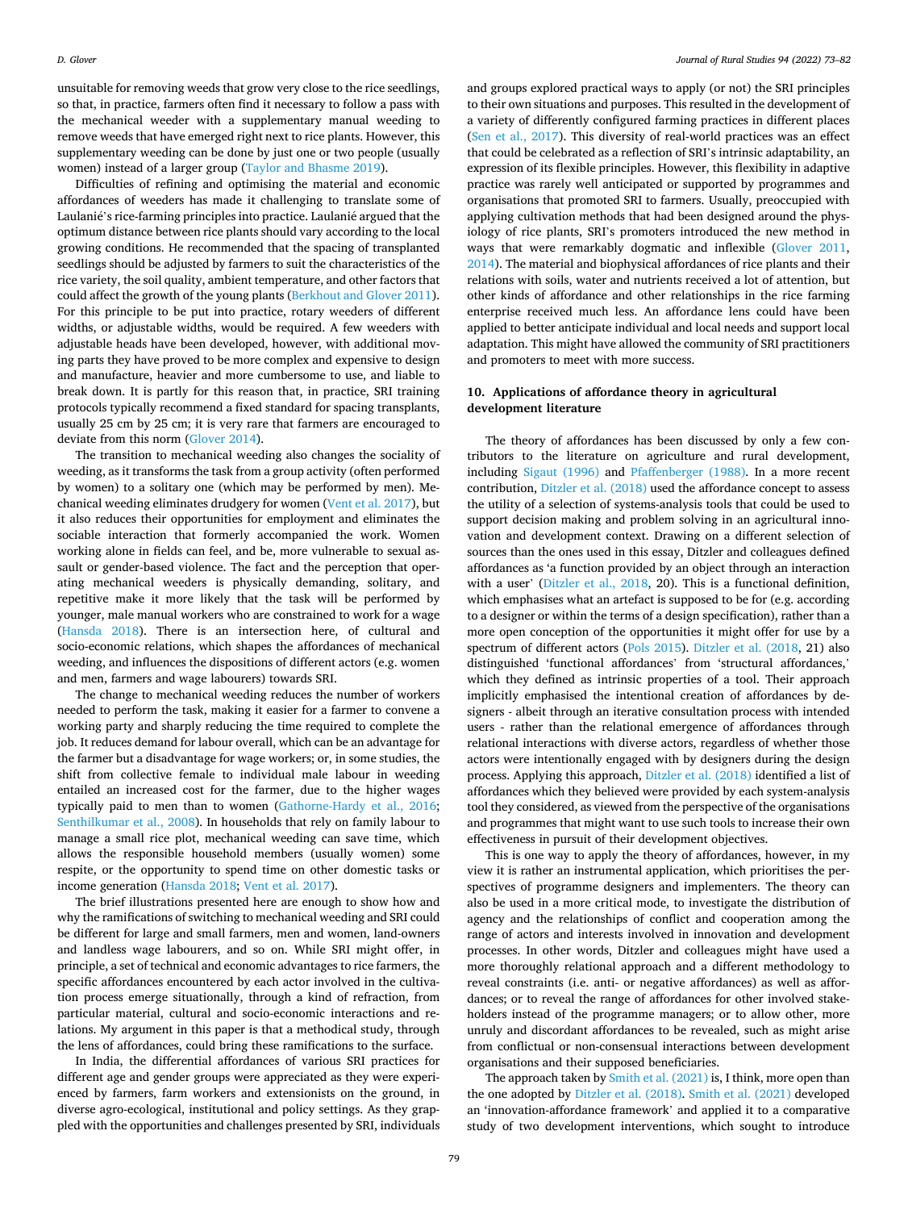unsuitable for removing weeds that grow very close to the rice seedlings, so that, in practice, farmers often find it necessary to follow a pass with the mechanical weeder with a supplementary manual weeding to remove weeds that have emerged right next to rice plants. However, this supplementary weeding can be done by just one or two people (usually women) instead of a larger group (Taylor and Bhasme 2019).

Difficulties of refining and optimising the material and economic affordances of weeders has made it challenging to translate some of Laulanié's rice-farming principles into practice. Laulanié argued that the optimum distance between rice plants should vary according to the local growing conditions. He recommended that the spacing of transplanted seedlings should be adjusted by farmers to suit the characteristics of the rice variety, the soil quality, ambient temperature, and other factors that could affect the growth of the young plants (Berkhout and Glover 2011). For this principle to be put into practice, rotary weeders of different widths, or adjustable widths, would be required. A few weeders with adjustable heads have been developed, however, with additional moving parts they have proved to be more complex and expensive to design and manufacture, heavier and more cumbersome to use, and liable to break down. It is partly for this reason that, in practice, SRI training protocols typically recommend a fixed standard for spacing transplants, usually 25 cm by 25 cm; it is very rare that farmers are encouraged to deviate from this norm (Glover 2014).

The transition to mechanical weeding also changes the sociality of weeding, as it transforms the task from a group activity (often performed by women) to a solitary one (which may be performed by men). Mechanical weeding eliminates drudgery for women (Vent et al. 2017), but it also reduces their opportunities for employment and eliminates the sociable interaction that formerly accompanied the work. Women working alone in fields can feel, and be, more vulnerable to sexual assault or gender-based violence. The fact and the perception that operating mechanical weeders is physically demanding, solitary, and repetitive make it more likely that the task will be performed by younger, male manual workers who are constrained to work for a wage (Hansda 2018). There is an intersection here, of cultural and socio-economic relations, which shapes the affordances of mechanical weeding, and influences the dispositions of different actors (e.g. women and men, farmers and wage labourers) towards SRI.

The change to mechanical weeding reduces the number of workers needed to perform the task, making it easier for a farmer to convene a working party and sharply reducing the time required to complete the job. It reduces demand for labour overall, which can be an advantage for the farmer but a disadvantage for wage workers; or, in some studies, the shift from collective female to individual male labour in weeding entailed an increased cost for the farmer, due to the higher wages typically paid to men than to women (Gathorne-Hardy et al., 2016; Senthilkumar et al., 2008). In households that rely on family labour to manage a small rice plot, mechanical weeding can save time, which allows the responsible household members (usually women) some respite, or the opportunity to spend time on other domestic tasks or income generation (Hansda 2018; Vent et al. 2017).

The brief illustrations presented here are enough to show how and why the ramifications of switching to mechanical weeding and SRI could be different for large and small farmers, men and women, land-owners and landless wage labourers, and so on. While SRI might offer, in principle, a set of technical and economic advantages to rice farmers, the specific affordances encountered by each actor involved in the cultivation process emerge situationally, through a kind of refraction, from particular material, cultural and socio-economic interactions and relations. My argument in this paper is that a methodical study, through the lens of affordances, could bring these ramifications to the surface.

In India, the differential affordances of various SRI practices for different age and gender groups were appreciated as they were experienced by farmers, farm workers and extensionists on the ground, in diverse agro-ecological, institutional and policy settings. As they grappled with the opportunities and challenges presented by SRI, individuals and groups explored practical ways to apply (or not) the SRI principles to their own situations and purposes. This resulted in the development of a variety of differently configured farming practices in different places (Sen et al., 2017). This diversity of real-world practices was an effect that could be celebrated as a reflection of SRI's intrinsic adaptability, an expression of its flexible principles. However, this flexibility in adaptive practice was rarely well anticipated or supported by programmes and organisations that promoted SRI to farmers. Usually, preoccupied with applying cultivation methods that had been designed around the physiology of rice plants, SRI's promoters introduced the new method in ways that were remarkably dogmatic and inflexible (Glover 2011, 2014). The material and biophysical affordances of rice plants and their relations with soils, water and nutrients received a lot of attention, but other kinds of affordance and other relationships in the rice farming enterprise received much less. An affordance lens could have been applied to better anticipate individual and local needs and support local adaptation. This might have allowed the community of SRI practitioners and promoters to meet with more success.

## 10. Applications of affordance theory in agricultural development literature

The theory of affordances has been discussed by only a few contributors to the literature on agriculture and rural development, including Sigaut (1996) and Pfaffenberger (1988). In a more recent contribution, Ditzler et al. (2018) used the affordance concept to assess the utility of a selection of systems-analysis tools that could be used to support decision making and problem solving in an agricultural innovation and development context. Drawing on a different selection of sources than the ones used in this essay, Ditzler and colleagues defined affordances as 'a function provided by an object through an interaction with a user' (Ditzler et al., 2018, 20). This is a functional definition, which emphasises what an artefact is supposed to be for (e.g. according to a designer or within the terms of a design specification), rather than a more open conception of the opportunities it might offer for use by a spectrum of different actors (Pols 2015). Ditzler et al. (2018, 21) also distinguished 'functional affordances' from 'structural affordances,' which they defined as intrinsic properties of a tool. Their approach implicitly emphasised the intentional creation of affordances by designers - albeit through an iterative consultation process with intended users - rather than the relational emergence of affordances through relational interactions with diverse actors, regardless of whether those actors were intentionally engaged with by designers during the design process. Applying this approach, Ditzler et al. (2018) identified a list of affordances which they believed were provided by each system-analysis tool they considered, as viewed from the perspective of the organisations and programmes that might want to use such tools to increase their own effectiveness in pursuit of their development objectives.

This is one way to apply the theory of affordances, however, in my view it is rather an instrumental application, which prioritises the perspectives of programme designers and implementers. The theory can also be used in a more critical mode, to investigate the distribution of agency and the relationships of conflict and cooperation among the range of actors and interests involved in innovation and development processes. In other words, Ditzler and colleagues might have used a more thoroughly relational approach and a different methodology to reveal constraints (i.e. anti- or negative affordances) as well as affordances; or to reveal the range of affordances for other involved stakeholders instead of the programme managers; or to allow other, more unruly and discordant affordances to be revealed, such as might arise from conflictual or non-consensual interactions between development organisations and their supposed beneficiaries.

The approach taken by Smith et al. (2021) is, I think, more open than the one adopted by Ditzler et al. (2018). Smith et al. (2021) developed an 'innovation-affordance framework' and applied it to a comparative study of two development interventions, which sought to introduce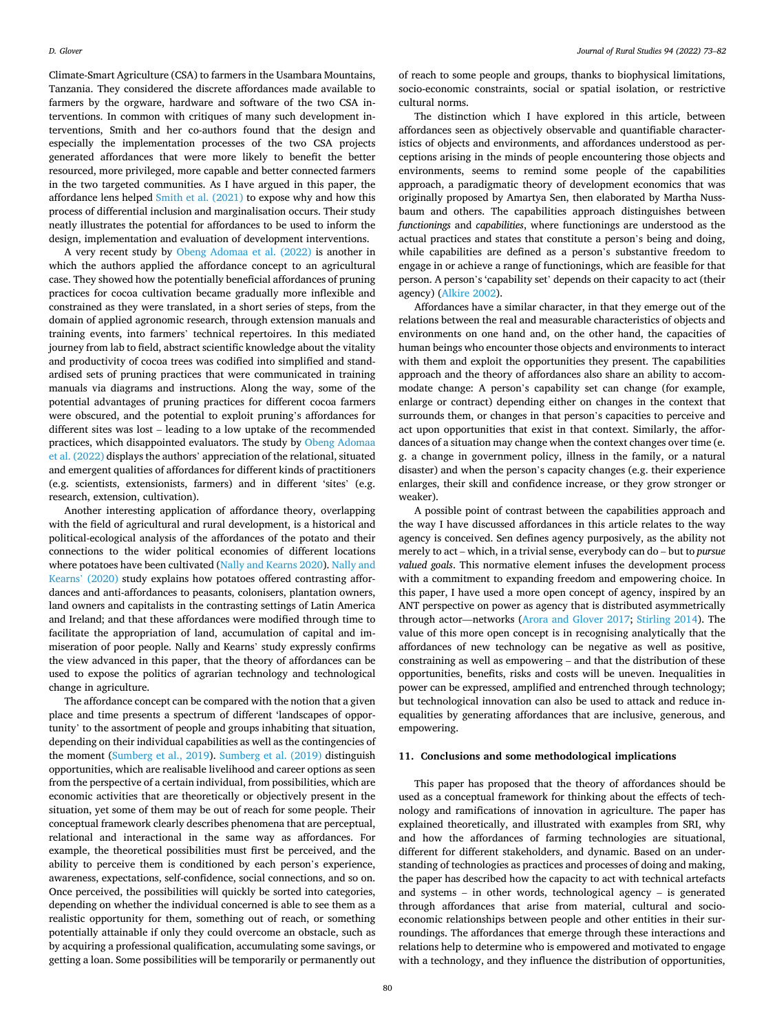Climate-Smart Agriculture (CSA) to farmers in the Usambara Mountains, Tanzania. They considered the discrete affordances made available to farmers by the orgware, hardware and software of the two CSA interventions. In common with critiques of many such development interventions, Smith and her co-authors found that the design and especially the implementation processes of the two CSA projects generated affordances that were more likely to benefit the better resourced, more privileged, more capable and better connected farmers in the two targeted communities. As I have argued in this paper, the affordance lens helped Smith et al. (2021) to expose why and how this process of differential inclusion and marginalisation occurs. Their study neatly illustrates the potential for affordances to be used to inform the design, implementation and evaluation of development interventions.

A very recent study by Obeng Adomaa et al. (2022) is another in which the authors applied the affordance concept to an agricultural case. They showed how the potentially beneficial affordances of pruning practices for cocoa cultivation became gradually more inflexible and constrained as they were translated, in a short series of steps, from the domain of applied agronomic research, through extension manuals and training events, into farmers' technical repertoires. In this mediated journey from lab to field, abstract scientific knowledge about the vitality and productivity of cocoa trees was codified into simplified and standardised sets of pruning practices that were communicated in training manuals via diagrams and instructions. Along the way, some of the potential advantages of pruning practices for different cocoa farmers were obscured, and the potential to exploit pruning's affordances for different sites was lost – leading to a low uptake of the recommended practices, which disappointed evaluators. The study by Obeng Adomaa et al. (2022) displays the authors' appreciation of the relational, situated and emergent qualities of affordances for different kinds of practitioners (e.g. scientists, extensionists, farmers) and in different 'sites' (e.g. research, extension, cultivation).

Another interesting application of affordance theory, overlapping with the field of agricultural and rural development, is a historical and political-ecological analysis of the affordances of the potato and their connections to the wider political economies of different locations where potatoes have been cultivated (Nally and Kearns 2020). Nally and Kearns' (2020) study explains how potatoes offered contrasting affordances and anti-affordances to peasants, colonisers, plantation owners, land owners and capitalists in the contrasting settings of Latin America and Ireland; and that these affordances were modified through time to facilitate the appropriation of land, accumulation of capital and immiseration of poor people. Nally and Kearns' study expressly confirms the view advanced in this paper, that the theory of affordances can be used to expose the politics of agrarian technology and technological change in agriculture.

The affordance concept can be compared with the notion that a given place and time presents a spectrum of different 'landscapes of opportunity' to the assortment of people and groups inhabiting that situation, depending on their individual capabilities as well as the contingencies of the moment (Sumberg et al., 2019). Sumberg et al. (2019) distinguish opportunities, which are realisable livelihood and career options as seen from the perspective of a certain individual, from possibilities, which are economic activities that are theoretically or objectively present in the situation, yet some of them may be out of reach for some people. Their conceptual framework clearly describes phenomena that are perceptual, relational and interactional in the same way as affordances. For example, the theoretical possibilities must first be perceived, and the ability to perceive them is conditioned by each person's experience, awareness, expectations, self-confidence, social connections, and so on. Once perceived, the possibilities will quickly be sorted into categories, depending on whether the individual concerned is able to see them as a realistic opportunity for them, something out of reach, or something potentially attainable if only they could overcome an obstacle, such as by acquiring a professional qualification, accumulating some savings, or getting a loan. Some possibilities will be temporarily or permanently out of reach to some people and groups, thanks to biophysical limitations, socio-economic constraints, social or spatial isolation, or restrictive cultural norms.

The distinction which I have explored in this article, between affordances seen as objectively observable and quantifiable characteristics of objects and environments, and affordances understood as perceptions arising in the minds of people encountering those objects and environments, seems to remind some people of the capabilities approach, a paradigmatic theory of development economics that was originally proposed by Amartya Sen, then elaborated by Martha Nussbaum and others. The capabilities approach distinguishes between *functionings* and *capabilities*, where functionings are understood as the actual practices and states that constitute a person's being and doing, while capabilities are defined as a person's substantive freedom to engage in or achieve a range of functionings, which are feasible for that person. A person's 'capability set' depends on their capacity to act (their agency) (Alkire 2002).

Affordances have a similar character, in that they emerge out of the relations between the real and measurable characteristics of objects and environments on one hand and, on the other hand, the capacities of human beings who encounter those objects and environments to interact with them and exploit the opportunities they present. The capabilities approach and the theory of affordances also share an ability to accommodate change: A person's capability set can change (for example, enlarge or contract) depending either on changes in the context that surrounds them, or changes in that person's capacities to perceive and act upon opportunities that exist in that context. Similarly, the affordances of a situation may change when the context changes over time (e.g. a change in government policy, illness in the family, or a natural disaster) and when the person's capacity changes (e.g. their experience enlarges, their skill and confidence increase, or they grow stronger or weaker).

A possible point of contrast between the capabilities approach and the way I have discussed affordances in this article relates to the way agency is conceived. Sen defines agency purposively, as the ability not merely to act – which, in a trivial sense, everybody can do – but to *pursue valued goals*. This normative element infuses the development process with a commitment to expanding freedom and empowering choice. In this paper, I have used a more open concept of agency, inspired by an ANT perspective on power as agency that is distributed asymmetrically through actor—networks (Arora and Glover 2017; Stirling 2014). The value of this more open concept is in recognising analytically that the affordances of new technology can be negative as well as positive, constraining as well as empowering – and that the distribution of these opportunities, benefits, risks and costs will be uneven. Inequalities in power can be expressed, amplified and entrenched through technology; but technological innovation can also be used to attack and reduce inequalities by generating affordances that are inclusive, generous, and empowering.

## 11. Conclusions and some methodological implications

This paper has proposed that the theory of affordances should be used as a conceptual framework for thinking about the effects of technology and ramifications of innovation in agriculture. The paper has explained theoretically, and illustrated with examples from SRI, why and how the affordances of farming technologies are situational, different for different stakeholders, and dynamic. Based on an understanding of technologies as practices and processes of doing and making, the paper has described how the capacity to act with technical artefacts and systems – in other words, technological agency – is generated through affordances that arise from material, cultural and socio-economic relationships between people and other entities in their surroundings. The affordances that emerge through these interactions and relations help to determine who is empowered and motivated to engage with a technology, and they influence the distribution of opportunities,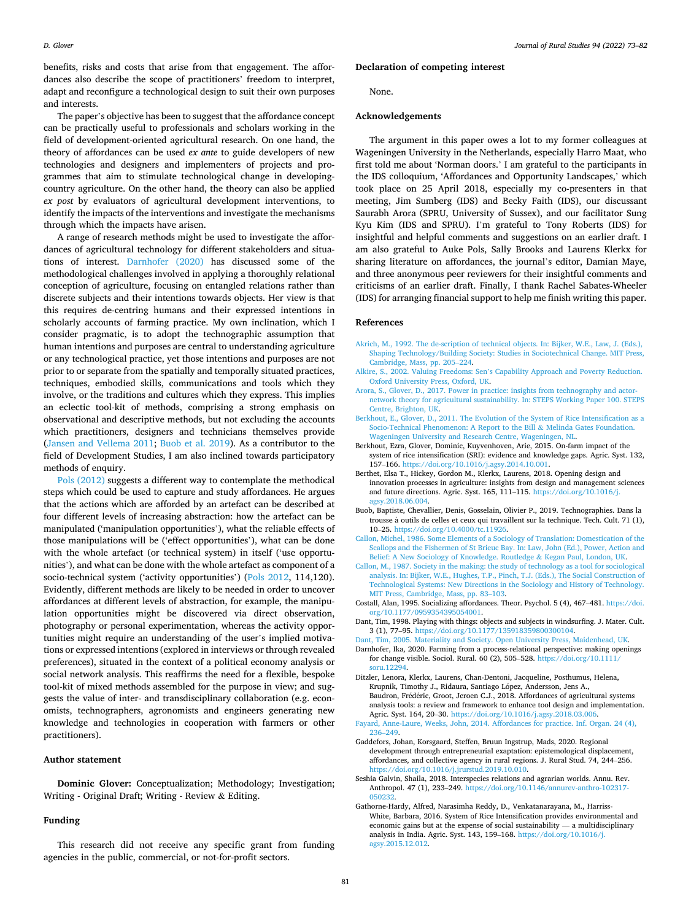benefits, risks and costs that arise from that engagement. The affordances also describe the scope of practitioners' freedom to interpret, adapt and reconfigure a technological design to suit their own purposes and interests.

The paper's objective has been to suggest that the affordance concept can be practically useful to professionals and scholars working in the field of development-oriented agricultural research. On one hand, the theory of affordances can be used *ex ante* to guide developers of new technologies and designers and implementers of projects and programmes that aim to stimulate technological change in developing-country agriculture. On the other hand, the theory can also be applied *ex post* by evaluators of agricultural development interventions, to identify the impacts of the interventions and investigate the mechanisms through which the impacts have arisen.

A range of research methods might be used to investigate the affordances of agricultural technology for different stakeholders and situations of interest. Darnhofer (2020) has discussed some of the methodological challenges involved in applying a thoroughly relational conception of agriculture, focusing on entangled relations rather than discrete subjects and their intentions towards objects. Her view is that this requires de-centring humans and their expressed intentions in scholarly accounts of farming practice. My own inclination, which I consider pragmatic, is to adopt the technographic assumption that human intentions and purposes are central to understanding agriculture or any technological practice, yet those intentions and purposes are not prior to or separate from the spatially and temporally situated practices, techniques, embodied skills, communications and tools which they involve, or the traditions and cultures which they express. This implies an eclectic tool-kit of methods, comprising a strong emphasis on observational and descriptive methods, but not excluding the accounts which practitioners, designers and technicians themselves provide (Jansen and Vellema 2011; Buob et al. 2019). As a contributor to the field of Development Studies, I am also inclined towards participatory methods of enquiry.

Pols (2012) suggests a different way to contemplate the methodical steps which could be used to capture and study affordances. He argues that the actions which are afforded by an artefact can be described at four different levels of increasing abstraction: how the artefact can be manipulated ('manipulation opportunities'), what the reliable effects of those manipulations will be ('effect opportunities'), what can be done with the whole artefact (or technical system) in itself ('use opportunities'), and what can be done with the whole artefact as component of a socio-technical system ('activity opportunities') (Pols 2012, 114,120). Evidently, different methods are likely to be needed in order to uncover affordances at different levels of abstraction, for example, the manipulation opportunities might be discovered via direct observation, photography or personal experimentation, whereas the activity opportunities might require an understanding of the user's implied motivations or expressed intentions (explored in interviews or through revealed preferences), situated in the context of a political economy analysis or social network analysis. This reaffirms the need for a flexible, bespoke tool-kit of mixed methods assembled for the purpose in view; and suggests the value of inter- and transdisciplinary collaboration (e.g. economists, technographers, agronomists and engineers generating new knowledge and technologies in cooperation with farmers or other practitioners).

## Author statement

**Dominic Glover:** Conceptualization; Methodology; Investigation; Writing - Original Draft; Writing - Review & Editing.

## Funding

This research did not receive any specific grant from funding agencies in the public, commercial, or not-for-profit sectors.

## Declaration of competing interest

None.

## Acknowledgements

The argument in this paper owes a lot to my former colleagues at Wageningen University in the Netherlands, especially Harro Maat, who first told me about 'Norman doors.' I am grateful to the participants in the IDS colloquium, 'Affordances and Opportunity Landscapes,' which took place on 25 April 2018, especially my co-presenters in that meeting, Jim Sumberg (IDS) and Becky Faith (IDS), our discussant Saurabh Arora (SPRU, University of Sussex), and our facilitator Sung Kyu Kim (IDS and SPRU). I'm grateful to Tony Roberts (IDS) for insightful and helpful comments and suggestions on an earlier draft. I am also grateful to Auke Pols, Sally Brooks and Laurens Klerkx for sharing literature on affordances, the journal's editor, Damian Maye, and three anonymous peer reviewers for their insightful comments and criticisms of an earlier draft. Finally, I thank Rachel Sabates-Wheeler (IDS) for arranging financial support to help me finish writing this paper.

## References

Akrich, M., 1992. The de-scription of technical objects. In: Bijker, W.E., Law, J. (Eds.), Shaping Technology/Building Society: Studies in Sociotechnical Change. MIT Press, Cambridge, Mass, pp. 205–224.

Alkire, S., 2002. Valuing Freedoms: Sen's Capability Approach and Poverty Reduction. Oxford University Press, Oxford, UK.

Arora, S., Glover, D., 2017. Power in practice: insights from technography and actor-network theory for agricultural sustainability. In: STEPS Working Paper 100. STEPS Centre, Brighton, UK.

Berkhout, E., Glover, D., 2011. The Evolution of the System of Rice Intensification as a Socio-Technical Phenomenon: A Report to the Bill & Melinda Gates Foundation. Wageningen University and Research Centre, Wageningen, NL.

Berkhout, Ezra, Glover, Dominic, Kuyvenhoven, Arie, 2015. On-farm impact of the system of rice intensification (SRI): evidence and knowledge gaps. Agric. Syst. 132, 157–166. https://doi.org/10.1016/j.agsy.2014.10.001.

Berthet, Elsa T., Hickey, Gordon M., Klerkx, Laurens, 2018. Opening design and innovation processes in agriculture: insights from design and management sciences and future directions. Agric. Syst. 165, 111–115. https://doi.org/10.1016/j.agsy.2018.06.004.

Buob, Baptiste, Chevallier, Denis, Gosselain, Olivier P., 2019. Technographies. Dans la trousse à outils de celles et ceux qui travaillent sur la technique. Tech. Cult. 71 (1), 10–25. https://doi.org/10.4000/tc.11926.

Callon, Michel, 1986. Some Elements of a Sociology of Translation: Domestication of the Scallops and the Fishermen of St Brieuc Bay. In: Law, John (Ed.), Power, Action and Belief: A New Sociology of Knowledge. Routledge & Kegan Paul, London, UK.

Callon, M., 1987. Society in the making: the study of technology as a tool for sociological analysis. In: Bijker, W.E., Hughes, T.P., Pinch, T.J. (Eds.), The Social Construction of Technological Systems: New Directions in the Sociology and History of Technology. MIT Press, Cambridge, Mass, pp. 83–103.

Costall, Alan, 1995. Socializing affordances. Theor. Psychol. 5 (4), 467–481. https://doi.org/10.1177/0959354395054001.

Dant, Tim, 1998. Playing with things: objects and subjects in windsurfing. J. Mater. Cult. 3 (1), 77–95. https://doi.org/10.1177/135918359800300104.

Dant, Tim, 2005. Materiality and Society. Open University Press, Maidenhead, UK.

Darnhofer, Ika, 2020. Farming from a process-relational perspective: making openings for change visible. Sociol. Rural. 60 (2), 505–528. https://doi.org/10.1111/soru.12294.

Ditzler, Lenora, Klerkx, Laurens, Chan-Dentoni, Jacqueline, Posthumus, Helena, Krupnik, Timothy J., Ridaura, Santiago López, Andersson, Jens A., Baudron, Frédéric, Groot, Jeroen C.J., 2018. Affordances of agricultural systems analysis tools: a review and framework to enhance tool design and implementation. Agric. Syst. 164, 20–30. https://doi.org/10.1016/j.agsy.2018.03.006.

Fayard, Anne-Laure, Weeks, John, 2014. Affordances for practice. Inf. Organ. 24 (4), 236–249.

Gaddefors, Johan, Korsgaard, Steffen, Bruun Ingstrup, Mads, 2020. Regional development through entrepreneurial exaptation: epistemological displacement, affordances, and collective agency in rural regions. J. Rural Stud. 74, 244–256. https://doi.org/10.1016/j.jrurstud.2019.10.010.

Seshia Galvin, Shaila, 2018. Interspecies relations and agrarian worlds. Annu. Rev. Anthropol. 47 (1), 233–249. https://doi.org/10.1146/annurev-anthro-102317-050232.

Gathorne-Hardy, Alfred, Narasimha Reddy, D., Venkatanarayana, M., Harriss-White, Barbara, 2016. System of Rice Intensification provides environmental and economic gains but at the expense of social sustainability — a multidisciplinary analysis in India. Agric. Syst. 143, 159–168. https://doi.org/10.1016/j.agsy.2015.12.012.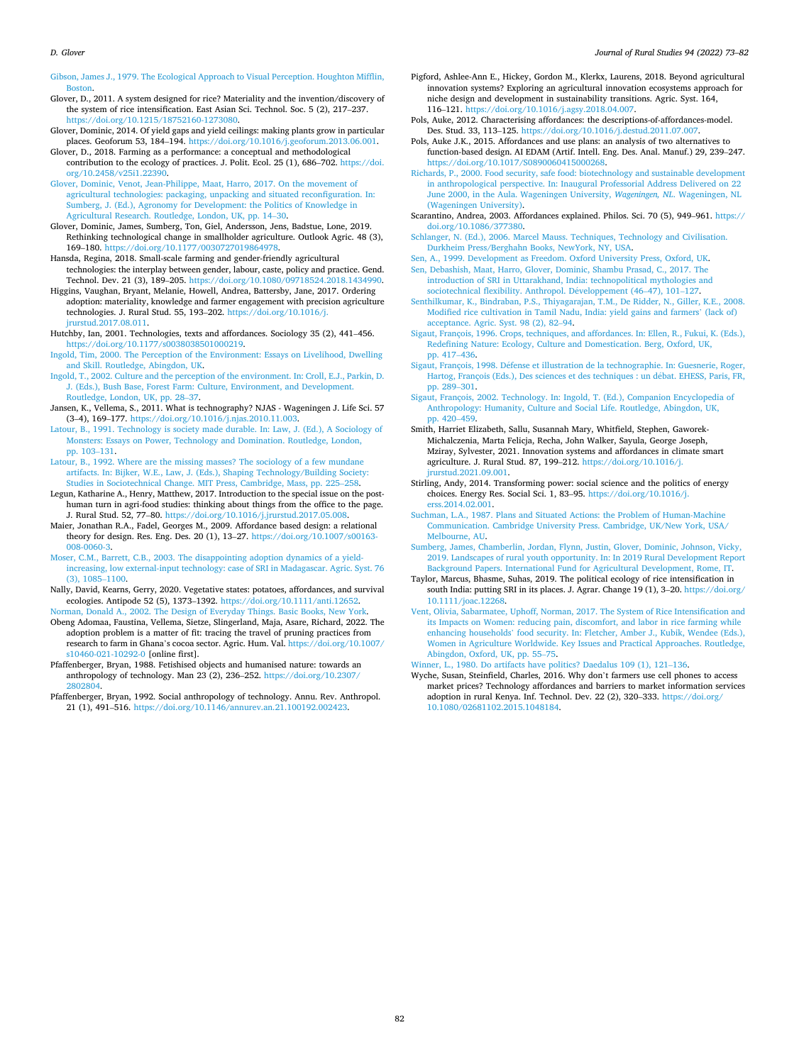Gibson, James J., 1979. The Ecological Approach to Visual Perception. Houghton Mifflin, Boston.

Glover, D., 2011. A system designed for rice? Materiality and the invention/discovery of the system of rice intensification. East Asian Sci. Technol. Soc. 5 (2), 217–237. https://doi.org/10.1215/18752160-1273080.

Glover, Dominic, 2014. Of yield gaps and yield ceilings: making plants grow in particular places. Geoforum 53, 184–194. https://doi.org/10.1016/j.geoforum.2013.06.001.

Glover, D., 2018. Farming as a performance: a conceptual and methodological contribution to the ecology of practices. J. Polit. Ecol. 25 (1), 686–702. https://doi.org/10.2458/v25i1.22390.

Glover, Dominic, Venot, Jean-Philippe, Maat, Harro, 2017. On the movement of agricultural technologies: packaging, unpacking and situated reconfiguration. In: Sumberg, J. (Ed.), Agronomy for Development: the Politics of Knowledge in Agricultural Research. Routledge, London, UK, pp. 14–30.

Glover, Dominic, James, Sumberg, Ton, Giel, Andersson, Jens, Badstue, Lone, 2019. Rethinking technological change in smallholder agriculture. Outlook Agric. 48 (3), 169–180. https://doi.org/10.1177/0030727019864978.

Hansda, Regina, 2018. Small-scale farming and gender-friendly agricultural technologies: the interplay between gender, labour, caste, policy and practice. Gend. Technol. Dev. 21 (3), 189–205. https://doi.org/10.1080/09718524.2018.1434990.

Higgins, Vaughan, Bryant, Melanie, Howell, Andrea, Battersby, Jane, 2017. Ordering adoption: materiality, knowledge and farmer engagement with precision agriculture technologies. J. Rural Stud. 55, 193–202. https://doi.org/10.1016/j.jrurstud.2017.08.011.

Hutchby, Ian, 2001. Technologies, texts and affordances. Sociology 35 (2), 441–456. https://doi.org/10.1177/s0038038501000219.

Ingold, Tim, 2000. The Perception of the Environment: Essays on Livelihood, Dwelling and Skill. Routledge, Abingdon, UK.

Ingold, T., 2002. Culture and the perception of the environment. In: Croll, E.J., Parkin, D. J. (Eds.), Bush Base, Forest Farm: Culture, Environment, and Development. Routledge, London, UK, pp. 28–37.

Jansen, K., Vellema, S., 2011. What is technography? NJAS - Wageningen J. Life Sci. 57 (3–4), 169–177. https://doi.org/10.1016/j.njas.2010.11.003.

Latour, B., 1991. Technology is society made durable. In: Law, J. (Ed.), A Sociology of Monsters: Essays on Power, Technology and Domination. Routledge, London, pp. 103–131.

Latour, B., 1992. Where are the missing masses? The sociology of a few mundane artifacts. In: Bijker, W.E., Law, J. (Eds.), Shaping Technology/Building Society: Studies in Sociotechnical Change. MIT Press, Cambridge, Mass, pp. 225–258.

Legun, Katharine A., Henry, Matthew, 2017. Introduction to the special issue on the post-human turn in agri-food studies: thinking about things from the office to the page. J. Rural Stud. 52, 77–80. https://doi.org/10.1016/j.jrurstud.2017.05.008.

Maier, Jonathan R.A., Fadel, Georges M., 2009. Affordance based design: a relational theory for design. Res. Eng. Des. 20 (1), 13–27. https://doi.org/10.1007/s00163-008-0060-3.

Moser, C.M., Barrett, C.B., 2003. The disappointing adoption dynamics of a yield-increasing, low external-input technology: case of SRI in Madagascar. Agric. Syst. 76 (3), 1085–1100.

Nally, David, Kearns, Gerry, 2020. Vegetative states: potatoes, affordances, and survival ecologies. Antipode 52 (5), 1373–1392. https://doi.org/10.1111/anti.12652.

Norman, Donald A., 2002. The Design of Everyday Things. Basic Books, New York.

Obeng Adomaa, Faustina, Vellema, Sietze, Slingerland, Maja, Asare, Richard, 2022. The adoption problem is a matter of fit: tracing the travel of pruning practices from research to farm in Ghana's cocoa sector. Agric. Hum. Val. https://doi.org/10.1007/s10460-021-10292-0 [online first].

Pfaffenberger, Bryan, 1988. Fetishised objects and humanised nature: towards an anthropology of technology. Man 23 (2), 236–252. https://doi.org/10.2307/2802804.

Pfaffenberger, Bryan, 1992. Social anthropology of technology. Annu. Rev. Anthropol. 21 (1), 491–516. https://doi.org/10.1146/annurev.an.21.100192.002423.

Pigford, Ashlee-Ann E., Hickey, Gordon M., Klerkx, Laurens, 2018. Beyond agricultural innovation systems? Exploring an agricultural innovation ecosystems approach for niche design and development in sustainability transitions. Agric. Syst. 164, 116–121. https://doi.org/10.1016/j.agsy.2018.04.007.

Pols, Auke, 2012. Characterising affordances: the descriptions-of-affordances-model. Des. Stud. 33, 113–125. https://doi.org/10.1016/j.destud.2011.07.007.

Pols, Auke J.K., 2015. Affordances and use plans: an analysis of two alternatives to function-based design. AI EDAM (Artif. Intell. Eng. Des. Anal. Manuf.) 29, 239–247. https://doi.org/10.1017/S0890060415000268.

Richards, P., 2000. Food security, safe food: biotechnology and sustainable development in anthropological perspective. In: Inaugural Professorial Address Delivered on 22 June 2000, in the Aula. Wageningen University, *Wageningen, NL*. Wageningen, NL (Wageningen University).

Scarantino, Andrea, 2003. Affordances explained. Philos. Sci. 70 (5), 949–961. https://doi.org/10.1086/377380.

Schlanger, N. (Ed.), 2006. Marcel Mauss. Techniques, Technology and Civilisation. Durkheim Press/Berghahn Books, NewYork, NY, USA.

Sen, A., 1999. Development as Freedom. Oxford University Press, Oxford, UK.

Sen, Debashish, Maat, Harro, Glover, Dominic, Shambu Prasad, C., 2017. The introduction of SRI in Uttarakhand, India: technopolitical mythologies and sociotechnical flexibility. Anthropol. Développement (46–47), 101–127.

Senthilkumar, K., Bindraban, P.S., Thiyagarajan, T.M., De Ridder, N., Giller, K.E., 2008. Modified rice cultivation in Tamil Nadu, India: yield gains and farmers' (lack of) acceptance. Agric. Syst. 98 (2), 82–94.

Sigaut, François, 1996. Crops, techniques, and affordances. In: Ellen, R., Fukui, K. (Eds.), Redefining Nature: Ecology, Culture and Domestication. Berg, Oxford, UK, pp. 417–436.

Sigaut, François, 1998. Défense et illustration de la technographie. In: Guesnerie, Roger, Hartog, François (Eds.), Des sciences et des techniques : un débat. EHESS, Paris, FR, pp. 289–301.

Sigaut, François, 2002. Technology. In: Ingold, T. (Ed.), Companion Encyclopedia of Anthropology: Humanity, Culture and Social Life. Routledge, Abingdon, UK, pp. 420–459.

Smith, Harriet Elizabeth, Sallu, Susannah Mary, Whitfield, Stephen, Gaworek-Michalczenia, Marta Felicja, Recha, John Walker, Sayula, George Joseph, Mziray, Sylvester, 2021. Innovation systems and affordances in climate smart agriculture. J. Rural Stud. 87, 199–212. https://doi.org/10.1016/j.jrurstud.2021.09.001.

Stirling, Andy, 2014. Transforming power: social science and the politics of energy choices. Energy Res. Social Sci. 1, 83–95. https://doi.org/10.1016/j.erss.2014.02.001.

Suchman, L.A., 1987. Plans and Situated Actions: the Problem of Human-Machine Communication. Cambridge University Press. Cambridge, UK/New York, USA/Melbourne, AU.

Sumberg, James, Chamberlin, Jordan, Flynn, Justin, Glover, Dominic, Johnson, Vicky, 2019. Landscapes of rural youth opportunity. In: In 2019 Rural Development Report Background Papers. International Fund for Agricultural Development, Rome, IT.

Taylor, Marcus, Bhasme, Suhas, 2019. The political ecology of rice intensification in south India: putting SRI in its places. J. Agrar. Change 19 (1), 3–20. https://doi.org/10.1111/joac.12268.

Vent, Olivia, Sabarmatee, Uphoff, Norman, 2017. The System of Rice Intensification and its Impacts on Women: reducing pain, discomfort, and labor in rice farming while enhancing households' food security. In: Fletcher, Amber J., Kubik, Wendee (Eds.), Women in Agriculture Worldwide. Key Issues and Practical Approaches. Routledge, Abingdon, Oxford, UK, pp. 55–75.

Winner, L., 1980. Do artifacts have politics? Daedalus 109 (1), 121–136.

Wyche, Susan, Steinfield, Charles, 2016. Why don't farmers use cell phones to access market prices? Technology affordances and barriers to market information services adoption in rural Kenya. Inf. Technol. Dev. 22 (2), 320–333. https://doi.org/10.1080/02681102.2015.1048184.